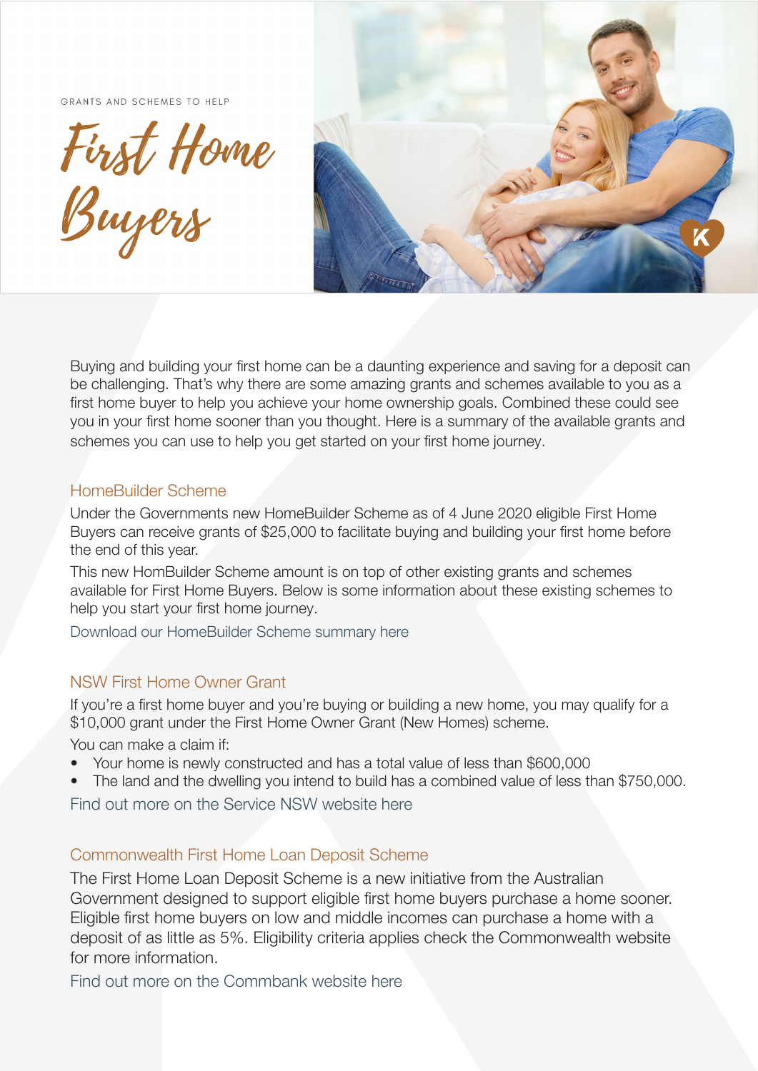GRANTS AND SCHEMES TO HELP

# First Home Buyers

Buying and building your first home can be a daunting experience and saving for a deposit can be challenging. That's why there are some amazing grants and schemes available to you as a first home buyer to help you achieve your home ownership goals. Combined these could see you in your first home sooner than you thought. Here is a summary of the available grants and schemes you can use to help you get started on your first home journey.

## HomeBuilder Scheme

Under the Governments new HomeBuilder Scheme as of 4 June 2020 eligible First Home Buyers can receive grants of $25,000 to facilitate buying and building your first home before the end of this year.

This new HomBuilder Scheme amount is on top of other existing grants and schemes available for First Home Buyers. Below is some information about these existing schemes to help you start your first home journey.

Download our HomeBuilder Scheme summary here

## NSW First Home Owner Grant

If you're a first home buyer and you're buying or building a new home, you may qualify for a $10,000 grant under the First Home Owner Grant (New Homes) scheme.

You can make a claim if:

- Your home is newly constructed and has a total value of less than $600,000
- The land and the dwelling you intend to build has a combined value of less than $750,000.

Find out more on the Service NSW website here

## Commonwealth First Home Loan Deposit Scheme

The First Home Loan Deposit Scheme is a new initiative from the Australian Government designed to support eligible first home buyers purchase a home sooner. Eligible first home buyers on low and middle incomes can purchase a home with a deposit of as little as 5%. Eligibility criteria applies check the Commonwealth website for more information.

Find out more on the Commbank website here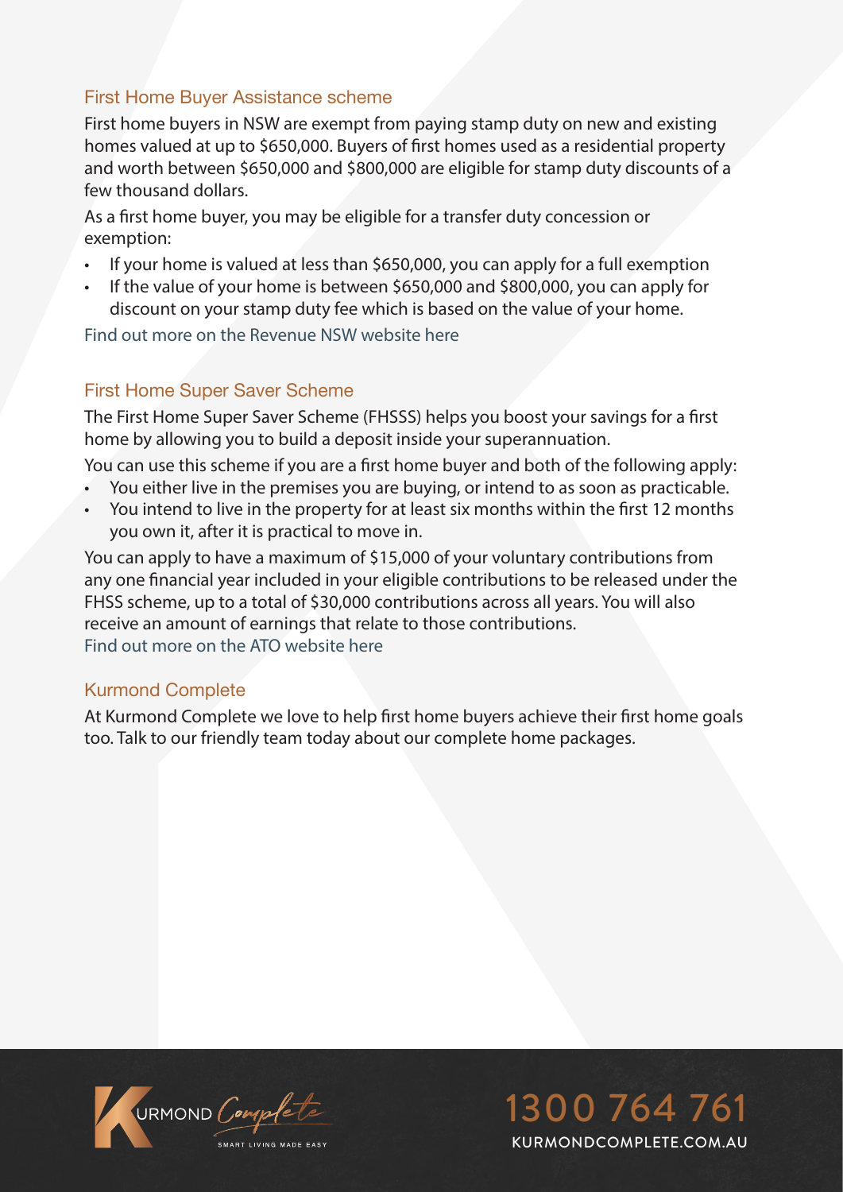## First Home Buyer Assistance scheme

First home buyers in NSW are exempt from paying stamp duty on new and existing homes valued at up to $650,000. Buyers of first homes used as a residential property and worth between $650,000 and $800,000 are eligible for stamp duty discounts of a few thousand dollars.

As a first home buyer, you may be eligible for a transfer duty concession or exemption:

- If your home is valued at less than $650,000, you can apply for a full exemption
- If the value of your home is between $650,000 and $800,000, you can apply for discount on your stamp duty fee which is based on the value of your home.

Find out more on the Revenue NSW website here

## First Home Super Saver Scheme

The First Home Super Saver Scheme (FHSSS) helps you boost your savings for a first home by allowing you to build a deposit inside your superannuation.

You can use this scheme if you are a first home buyer and both of the following apply:

- You either live in the premises you are buying, or intend to as soon as practicable.
- You intend to live in the property for at least six months within the first 12 months you own it, after it is practical to move in.

You can apply to have a maximum of $15,000 of your voluntary contributions from any one financial year included in your eligible contributions to be released under the FHSS scheme, up to a total of $30,000 contributions across all years. You will also receive an amount of earnings that relate to those contributions.
Find out more on the ATO website here

## Kurmond Complete

At Kurmond Complete we love to help first home buyers achieve their first home goals too. Talk to our friendly team today about our complete home packages.

KURMOND Complete
SMART LIVING MADE EASY

1300 764 761
KURMONDCOMPLETE.COM.AU